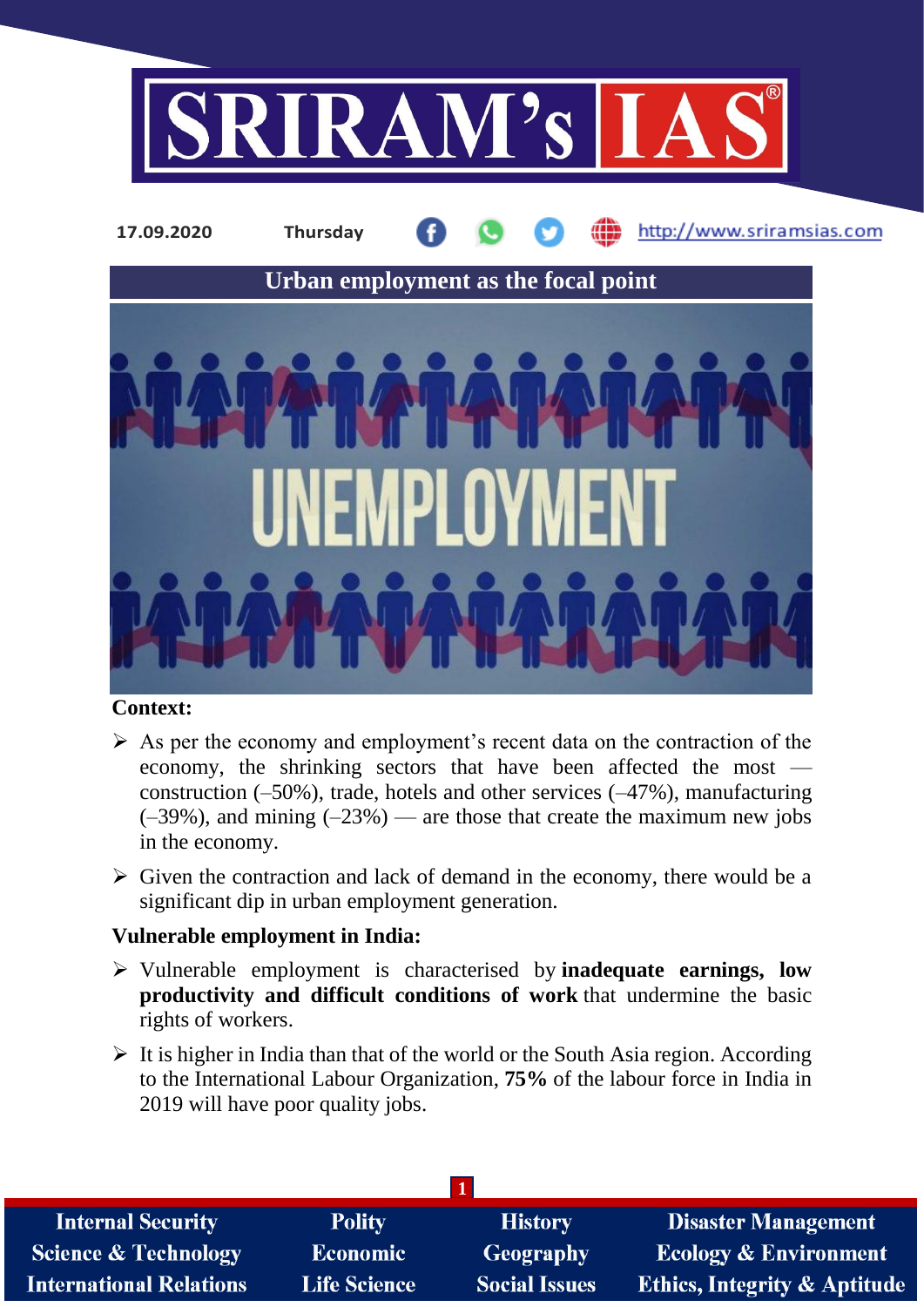17.09.2020 Thursday http://www.sriramsias.com

# Urban employment as the focal point

**Context:**

- As per the economy and employment's recent data on the contraction of the economy, the shrinking sectors that have been affected the most — construction (–50%), trade, hotels and other services (–47%), manufacturing (–39%), and mining (–23%) — are those that create the maximum new jobs in the economy.
- Given the contraction and lack of demand in the economy, there would be a significant dip in urban employment generation.

**Vulnerable employment in India:**

- Vulnerable employment is characterised by **inadequate earnings, low productivity and difficult conditions of work** that undermine the basic rights of workers.
- It is higher in India than that of the world or the South Asia region. According to the International Labour Organization, **75%** of the labour force in India in 2019 will have poor quality jobs.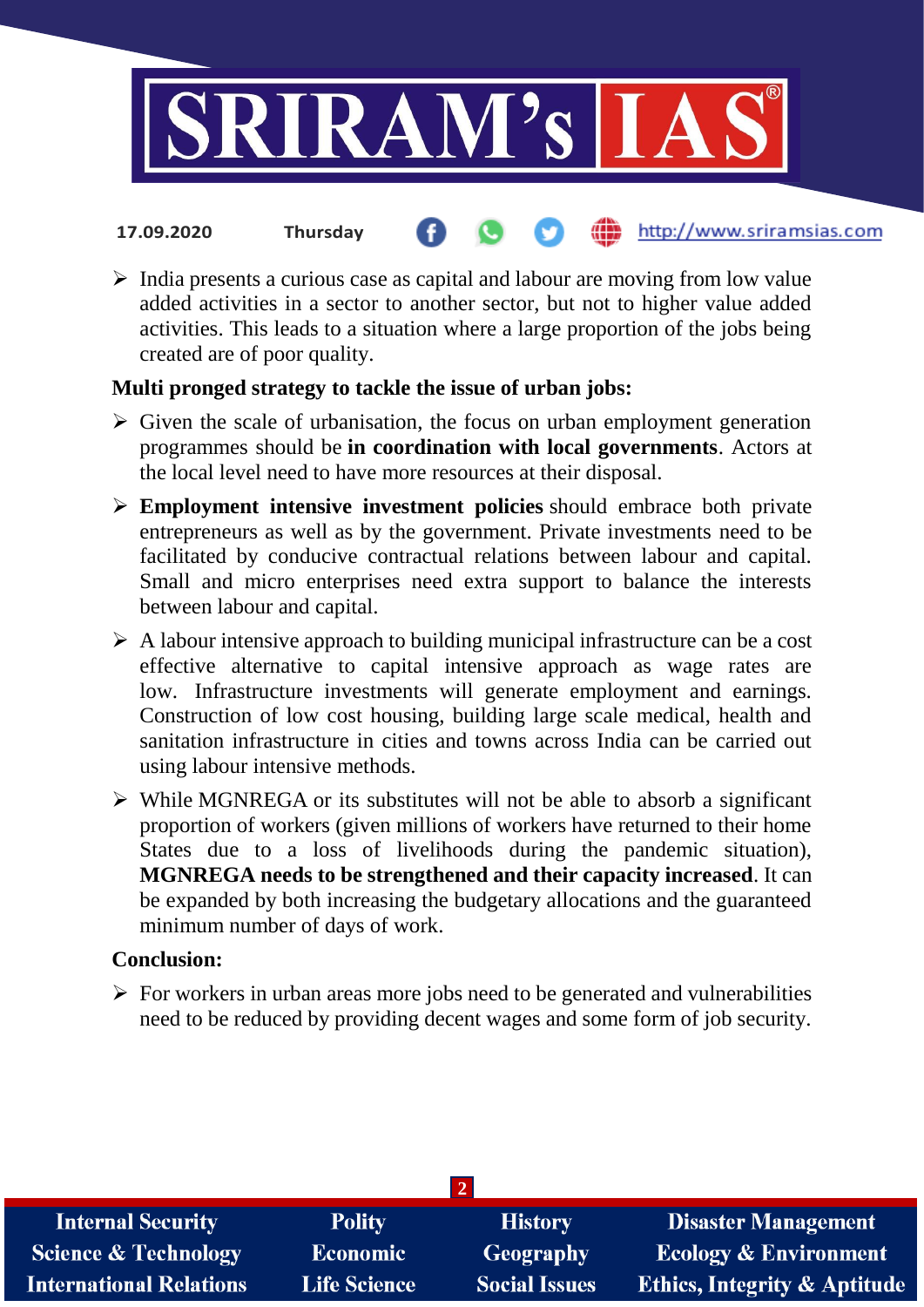- India presents a curious case as capital and labour are moving from low value added activities in a sector to another sector, but not to higher value added activities. This leads to a situation where a large proportion of the jobs being created are of poor quality.

**Multi pronged strategy to tackle the issue of urban jobs:**

- Given the scale of urbanisation, the focus on urban employment generation programmes should be **in coordination with local governments**. Actors at the local level need to have more resources at their disposal.
- **Employment intensive investment policies** should embrace both private entrepreneurs as well as by the government. Private investments need to be facilitated by conducive contractual relations between labour and capital. Small and micro enterprises need extra support to balance the interests between labour and capital.
- A labour intensive approach to building municipal infrastructure can be a cost effective alternative to capital intensive approach as wage rates are low. Infrastructure investments will generate employment and earnings. Construction of low cost housing, building large scale medical, health and sanitation infrastructure in cities and towns across India can be carried out using labour intensive methods.
- While MGNREGA or its substitutes will not be able to absorb a significant proportion of workers (given millions of workers have returned to their home States due to a loss of livelihoods during the pandemic situation), **MGNREGA needs to be strengthened and their capacity increased**. It can be expanded by both increasing the budgetary allocations and the guaranteed minimum number of days of work.

**Conclusion:**

- For workers in urban areas more jobs need to be generated and vulnerabilities need to be reduced by providing decent wages and some form of job security.